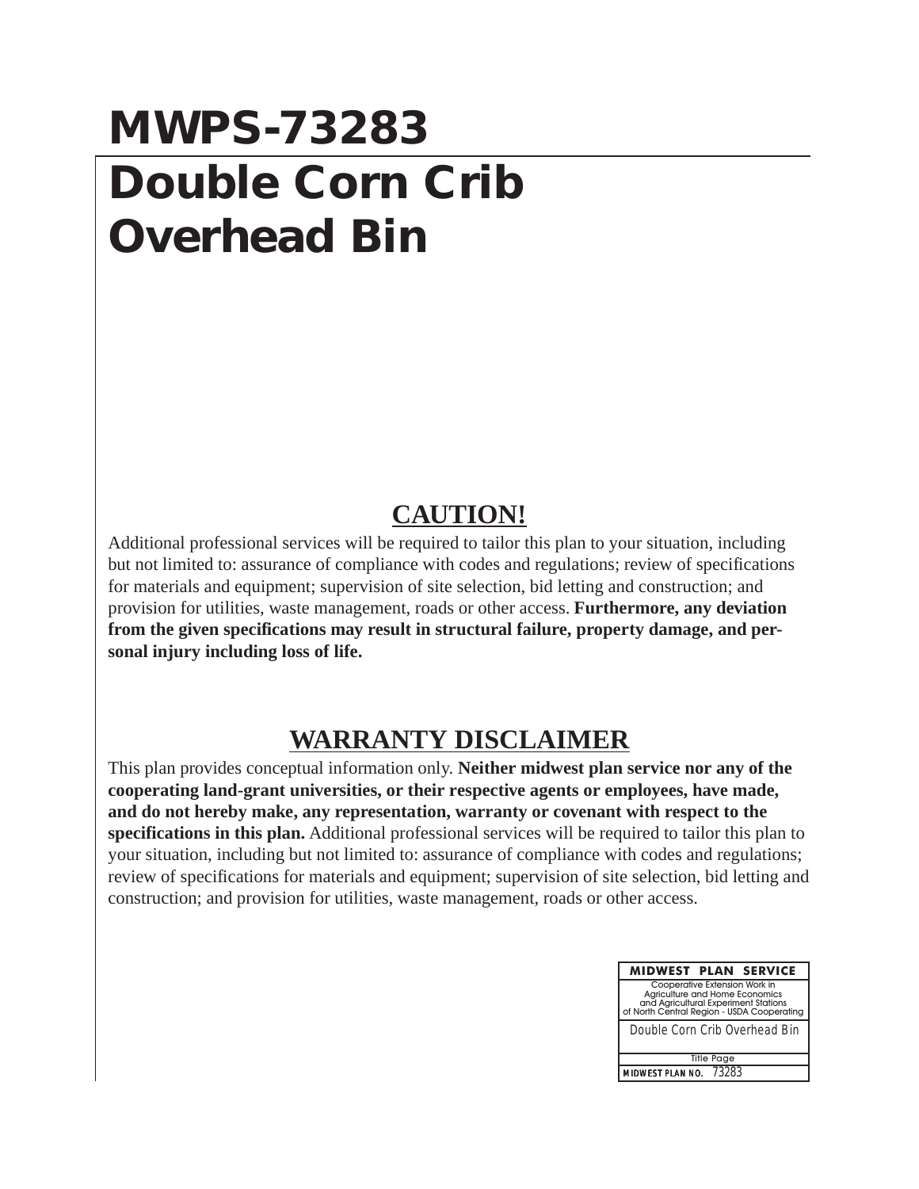# MWPS-73283

# Double Corn Crib Overhead Bin

## CAUTION!

Additional professional services will be required to tailor this plan to your situation, including but not limited to: assurance of compliance with codes and regulations; review of specifications for materials and equipment; supervision of site selection, bid letting and construction; and provision for utilities, waste management, roads or other access. **Furthermore, any deviation from the given specifications may result in structural failure, property damage, and personal injury including loss of life.**

## WARRANTY DISCLAIMER

This plan provides conceptual information only. **Neither midwest plan service nor any of the cooperating land-grant universities, or their respective agents or employees, have made, and do not hereby make, any representation, warranty or covenant with respect to the specifications in this plan.** Additional professional services will be required to tailor this plan to your situation, including but not limited to: assurance of compliance with codes and regulations; review of specifications for materials and equipment; supervision of site selection, bid letting and construction; and provision for utilities, waste management, roads or other access.

| MIDWEST PLAN SERVICE |
| --- |
| Cooperative Extension Work in Agriculture and Home Economics and Agricultural Experiment Stations of North Central Region - USDA Cooperating |
| Double Corn Crib Overhead Bin |
| Title Page |
| MIDWEST PLAN NO. 73283 |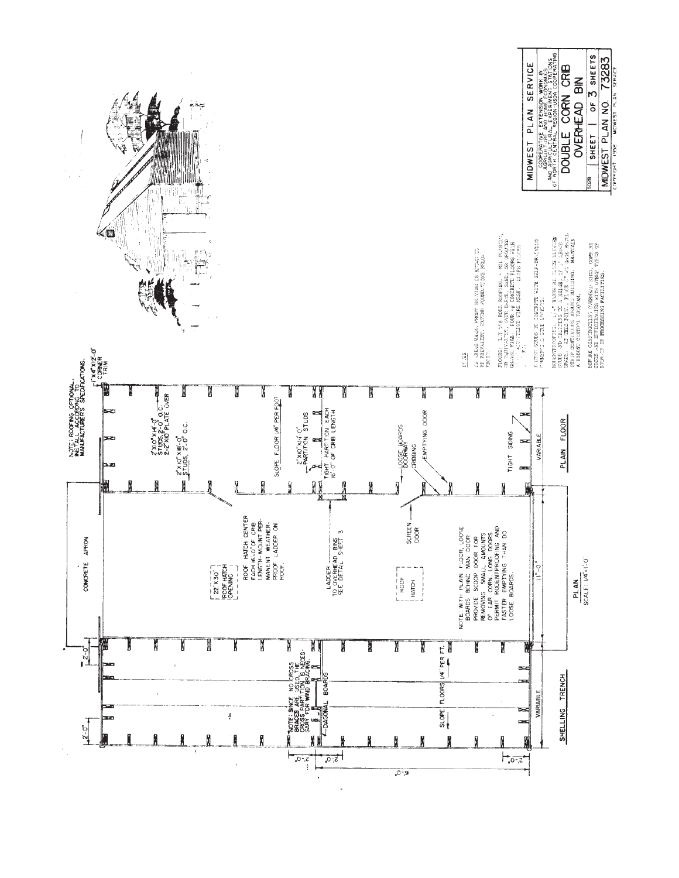NOTE: ROOFING OPTIONAL. INSTALL ACCORDING TO MANUFACTURERS SPECIFICATIONS.

1"x4"x12'-0" CORNER TRIM

CONCRETE APRON

2'-0"

2'-0"

2"x10"x14'-0" STUDS, 2'-0" O.C. 2-2"x10" PLATE OVER

2"x10"x18'-0" STUDS, 2'-0" O.C.

SLOPE FLOOR 1/4" PER FOOT

2"x10"x14'-0" PARTITION STUDS

TIGHT PARTITION EACH 16'-0" OF CRIB LENGTH

LOOSE BOARDS DOORWAY

CRIBBING

EMPTYING DOOR

TIGHT SIDING

VARIABLE

PLAIN FLOOR

22" X 30" ROOF HATCH OPENING

ROOF HATCH CENTER EACH 16'-0" OF CRIB LENGTH. MOUNT PERMANENT WEATHER-PROOF LADDER ON ROOF.

LADDER TO OVERHEAD BINS SEE DETAIL SHEET 3

SCREEN DOOR

ROOF HATCH

NOTE: WITH PLAIN FLOOR, LOOSE BOARDS BEHIND MAN DOOR PROVIDE SCOOP DOOR FOR REMOVING SMALL AMOUNTS OF EAR CORN. LONG DOORS PERMIT RODENTPROOFING AND FASTER EMPTYING THAN DO LOOSE BOARDS.

11'-0"

PLAN
SCALE: 1/4"=1'-0"

NOTE: SINCE NO CROSS BRACES ARE USED, THE CROSS PARTITION IS NECESSARY FOR WIND BRACING.

DIAGONAL BOARDS

SLOPE FLOORS 1/4" PER FT.

VARIABLE

SHELLING TRENCH

2'-0"

2'-0"

16'-0"

2'-0"

## NOTES

IN AREAS WHERE FROST HEAVING IS KNOWN TO BE PREVALENT, EXTEND FOUNDATIONS BELOW FROST.

FLOORS: LAY 55# ROLL ROOFING, 4 MIL PLASTIC, OR EQUIVALENT, OVER EARTH, SAND, OR GRAVEL FILL. POUR 4" CONCRETE FLOORS WITH ... WIRE MESH. SLOPE FLOORS ...

FASTEN STUDS TO CONCRETE WITH SELF-DRAINING ...

RODENTPROOFING: 1/4" HARDWARE CLOTH BETWEEN STUDS AND EXTENDING TO A HEIGHT OF ... ABOVE GRADE ... STRIP CONTINUOUS AROUND BUILDING. MAINTAIN A RODENT CONTROL PROGRAM.

BEFORE CONSTRUCTING OVERHEAD BINS, COMPARE COSTS AND EFFICIENCIES WITH OTHER TYPES OF STORAGE OR PROCESSING FACILITIES.

---

**MIDWEST PLAN SERVICE**

COOPERATIVE EXTENSION WORK IN AGRICULTURE AND HOME ECONOMICS AND AGRICULTURAL EXPERIMENT STATIONS OF NORTH CENTRAL REGION-USDA COOPERATING

**DOUBLE CORN CRIB OVERHEAD BIN**

5028 | SHEET 1 OF 3 SHEETS

**MIDWEST PLAN NO. 73283**

COPYRIGHT 1958 MIDWEST PLAN SERVICE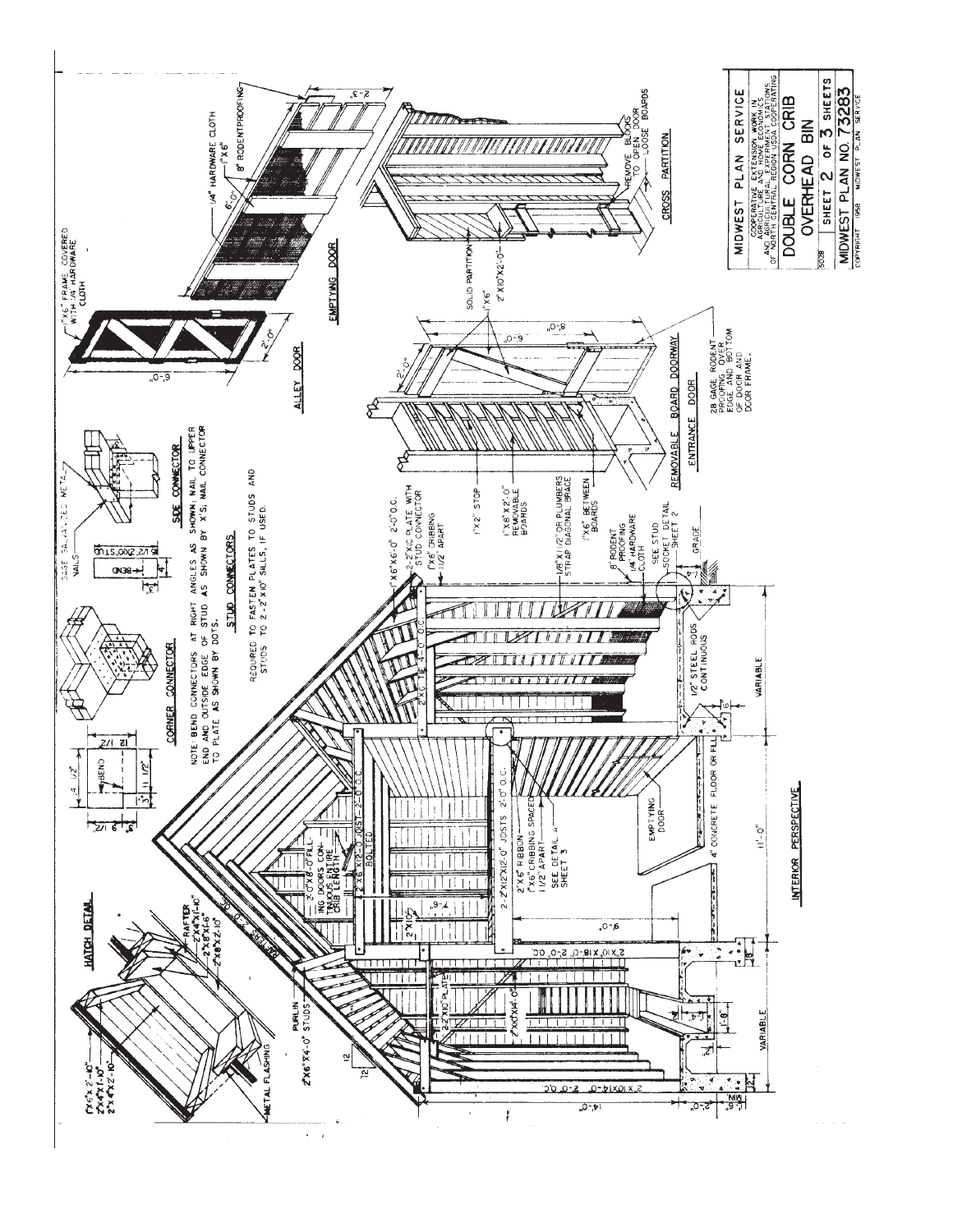MIDWEST PLAN SERVICE

COOPERATIVE EXTENSION WORK IN AGRICULTURE AND HOME ECONOMICS AND AGRICULTURAL EXPERIMENT STATIONS OF NORTH CENTRAL REGION USDA COOPERATING

# DOUBLE CORN CRIB OVERHEAD BIN

5028 | SHEET 2 OF 3 SHEETS

MIDWEST PLAN NO. 73283

COPYRIGHT 1958 MIDWEST PLAN SERVICE

## HATCH DETAIL

1"x6"x 2'-10"
2"x4"x1'-10"
2"x4"x2'-10"
RAFTER 2"x4"x1'-10"
2"x8"x1'-6"
2"x8"x2'-10"
METAL FLASHING

## CORNER CONNECTOR

## STUD CONNECTORS

NOTE: BEND CONNECTORS AT RIGHT ANGLES AS SHOWN; NAIL TO UPPER END AND OUTSIDE EDGE OF STUD AS SHOWN BY X'S; NAIL CONNECTOR TO PLATE AS SHOWN BY DOTS.

REQUIRED TO FASTEN PLATES TO STUDS AND STUDS TO 2-2"x10" SILLS, IF USED.

## SIDE CONNECTOR

GAGE GALVANIZED METAL
NAILS
BEND
5 1/2" 2x10 STUD

## ALLEY DOOR

1"x6" FRAME COVERED WITH 1/4 HARDWARE CLOTH
6'-0"
2'-0"

## EMPTYING DOOR

1/4" HARDWARE CLOTH
1"x6"
8" RODENTPROOFING
6'-0"
2'-3"

## CROSS PARTITION

SOLID PARTITION
1"x6"
2"x10"x2'-0"
REMOVE BLOCKS TO OPEN DOOR — LOOSE BOARDS

## REMOVABLE BOARD DOORWAY

## ENTRANCE DOOR

2'-0"
6'-0"
8'-0"
28 GAGE RODENT PROOFING OVER EDGE AND BOTTOM OF DOOR AND DOOR FRAME.

## INTERIOR PERSPECTIVE

1"x6"x6'-0" 2'-0" O.C.
2-2"x10" PLATE WITH STUD CONNECTOR
1"x6" CRIBBING 1 1/2" APART
1"x2" STOP
1"x8"x2'-0" REMOVABLE BOARDS
1/8"x1 1/2" OR PLUMBERS STRAP DIAGONAL BRACE
1"x6" BETWEEN BOARDS
8" RODENT PROOFING 1/4 HARDWARE CLOTH
SEE STUD SOCKET DETAIL SHEET 2
GRADE
2"x6" TIE 4'-0" O.C.
1/2" STEEL RODS CONTINUOUS
VARIABLE
4" CONCRETE FLOOR OR FILL
EMPTYING DOOR
11'-0"
2-2"x12"x12'-0" JOISTS 2'-0" O.C.
2"x6" RIBBON
1"x6" CRIBBING SPACED 1 1/2" APART
SEE DETAIL A SHEET 3
2"x6"x12'-0" JOIST 2'-0" O.C. BOLTED
2'-0"x8'-0" FILLING DOORS CONTINUOUS ENTIRE CRIB LENGTH
2"x10"
2"x10"x18'-0" 2'-0" O.C.
2-2"x10" PLATE
2"x10"x4'-0"
2"x10"x14'-0" 2'-0" O.C.
PURLIN
2"x6"x4'-0" STUDS
RAFTERS 2'-0" O.C.
12
12
14'-0"
9'-0"
7'-6"
2'-0"
1'-6" MIN.
1'-8"
VARIABLE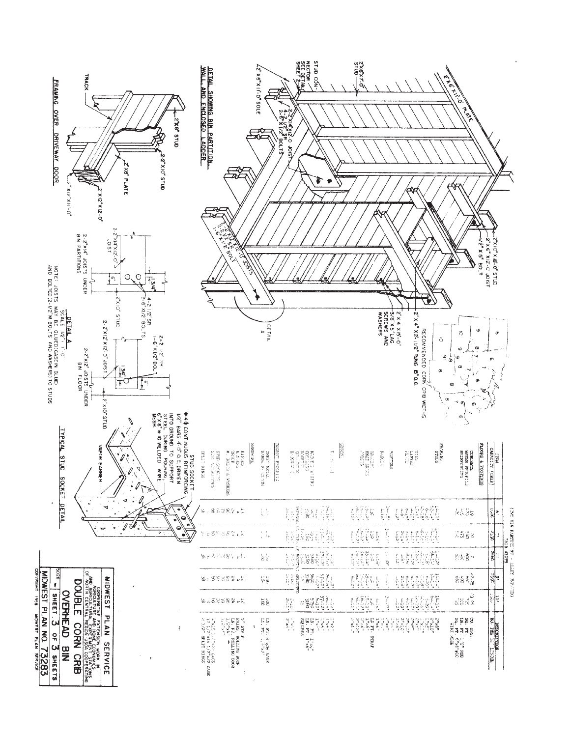2"x6"x11'-0" PLATE

2"x6"x7'-0" STUD

STUD CONNECTOR SEE DETAIL SHEET 2

2"x6"x11'-0" SOLE

4-2 1/2" SR
2-6"x1/2" BOLTS

2"x14"x12'-0" JOIST

2"x10"x18'-0" STUD
2"x6"x12'-0" JOIST
1/2"x5" BOLT

2-2"x12"x12'-0" JOISTS
2-2 1/2" SR
1-6"x1/2" BOLT

2"x4"x15'-0"
3/8"x5" LAG SCREWS AND WASHERS

2"x4"x2'-1/2" RUNG 18" O.C.

DETAIL A

RECOMMENDED CORN CRIB WIDTHS

## DETAIL SHOWING BIN PARTITION, WALL, AND ENCLOSED LADDER.

2"x8" STUD

2"x10" STUD

TRACK

2"x8" PLATE

2"x12"x12'-0"

2"x12"x11'-0"

## FRAMING OVER DRIVEWAY DOOR

2-2"x14"x12'-0" JOIST

3/4"

6"

4-2 1/2" SR
2-6"x1/2" BOLTS

2"x10" STUD

2-2"x14" JOISTS UNDER BIN PARTITIONS

2-2"x12"x12'-0" JOIST

2-2 1/2" SR
1-6"x1/2" BOLT

3/4"

6"

2"x10" STUD

2-2"x12" JOISTS UNDER BIN FLOOR

## DETAIL A

SCALE 1/2" = 1'-0"

NOTE: JOISTS MAY BE GLUED (CASEIN GLUE) AND BOLTED (2-1/2" M BOLTS AND WASHERS) TO STUDS

#4 Φ CONTINUOUS REINFORCING

1/2" BARS 4'-0" O.C. DRIVEN INTO GROUND TO SUPPORT STEEL DURING POURING

6"x6" #10 WELDED WIRE MESH

STUD SOCKET

VAPOR BARRIER

## TYPICAL STUD SOCKET DETAIL

| ITEM | 6' | 7' | 8' | 9' | 10' | DESCRIPTION |
|---|---|---|---|---|---|---|
| CAPACITY (CRIB) | | | | | | BU. PER 50' LENGTH |
| FLOORS & FOOTINGS | | | | | | |
| CONCRETE | | | | | | CU. YDS. |
| WATER PROOFING | | | | | | SQ. FT. |
| REINFORCING | | | | | | LN. FT. 1/2" ROD; SQ. FT. 6"x6" #10 WIRE MESH |
| FRAMING | | | | | | |
| STUDS | | | | | | |
| TIES | | | | | | |
| LINTEL | | | | | | |
| PLATE | | | | | | |
| RAFTERS | | | | | | |
| FASCIA | | | | | | |
| BRIDGING | | | | | | |
| KNEE BRACE | | | | | | |
| JOISTS | | | | | | |
| SIDING | | | | | | |
| ROOF | | | | | | |
| HARDWARE | | | | | | |
| HINGES | | | | | | |
| NAILS | | | | | | |
| TRACK | | | | | | |
| STUD SOCKETS | | | | | | |
| STUD CONNECTORS | | | | | | |
| SPLIT RINGS | | | | | | 2 1/2" SPLIT RINGS |

**MIDWEST PLAN SERVICE**

COOPERATIVE EXTENSION WORK IN AGRICULTURE AND HOME ECONOMICS AND AGRICULTURAL EXPERIMENT STATIONS OF NORTH CENTRAL REGION USDA COOPERATING

**DOUBLE CORN CRIB**

**OVERHEAD BIN**

5028 — SHEET 3 OF 3 SHEETS

**MIDWEST PLAN NO. 73283**

COPYRIGHT 1958 MIDWEST PLAN SERVICE